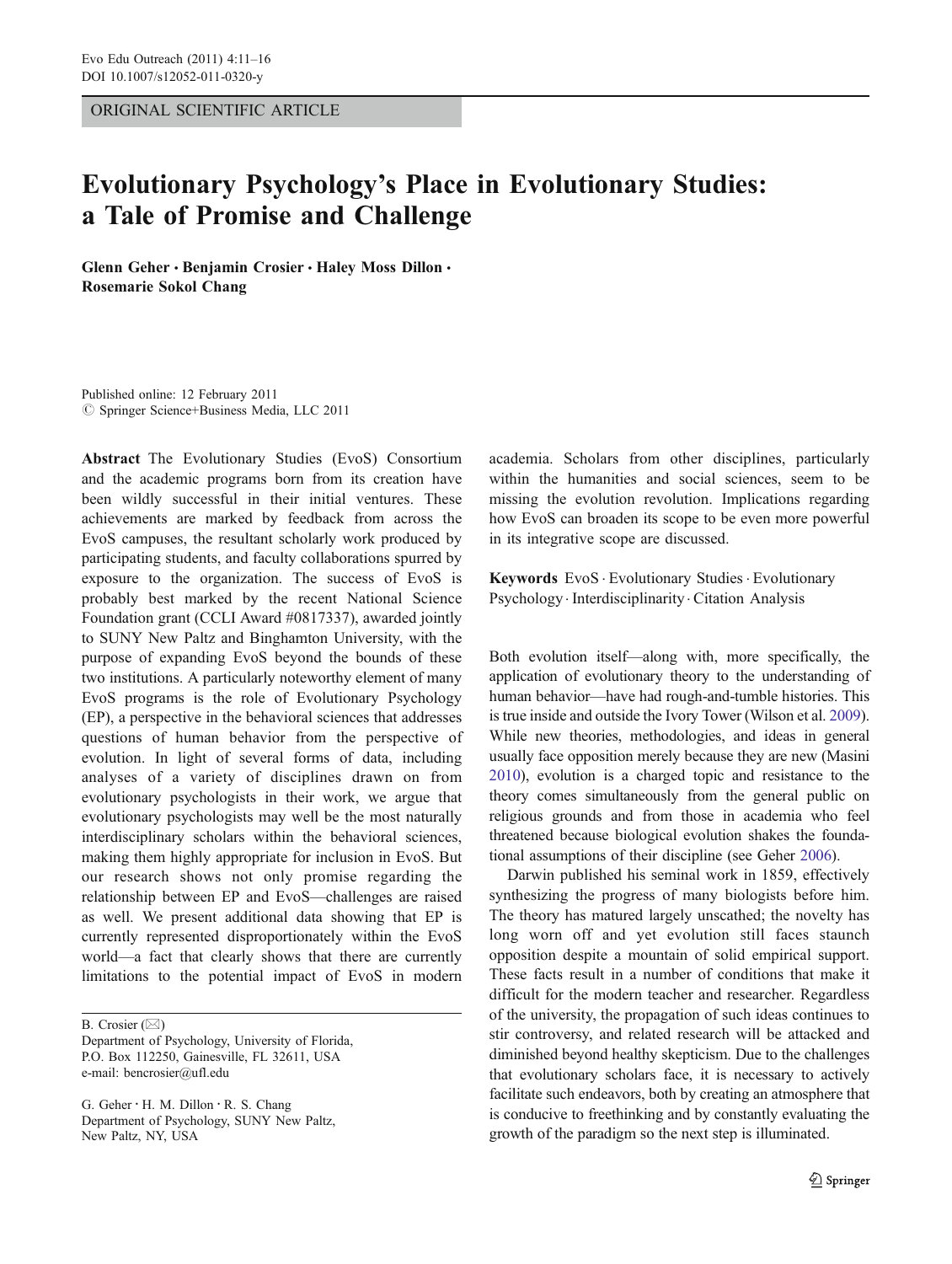ORIGINAL SCIENTIFIC ARTICLE

# Evolutionary Psychology's Place in Evolutionary Studies: a Tale of Promise and Challenge

**Glenn Geher · Benjamin Crosier · Haley Moss Dillon · Rosemarie Sokol Chang**

Published online: 12 February 2011
© Springer Science+Business Media, LLC 2011

**Abstract** The Evolutionary Studies (EvoS) Consortium and the academic programs born from its creation have been wildly successful in their initial ventures. These achievements are marked by feedback from across the EvoS campuses, the resultant scholarly work produced by participating students, and faculty collaborations spurred by exposure to the organization. The success of EvoS is probably best marked by the recent National Science Foundation grant (CCLI Award #0817337), awarded jointly to SUNY New Paltz and Binghamton University, with the purpose of expanding EvoS beyond the bounds of these two institutions. A particularly noteworthy element of many EvoS programs is the role of Evolutionary Psychology (EP), a perspective in the behavioral sciences that addresses questions of human behavior from the perspective of evolution. In light of several forms of data, including analyses of a variety of disciplines drawn on from evolutionary psychologists in their work, we argue that evolutionary psychologists may well be the most naturally interdisciplinary scholars within the behavioral sciences, making them highly appropriate for inclusion in EvoS. But our research shows not only promise regarding the relationship between EP and EvoS—challenges are raised as well. We present additional data showing that EP is currently represented disproportionately within the EvoS world—a fact that clearly shows that there are currently limitations to the potential impact of EvoS in modern academia. Scholars from other disciplines, particularly within the humanities and social sciences, seem to be missing the evolution revolution. Implications regarding how EvoS can broaden its scope to be even more powerful in its integrative scope are discussed.

**Keywords** EvoS · Evolutionary Studies · Evolutionary Psychology · Interdisciplinarity · Citation Analysis

B. Crosier (✉)
Department of Psychology, University of Florida,
P.O. Box 112250, Gainesville, FL 32611, USA
e-mail: bencrosier@ufl.edu

G. Geher · H. M. Dillon · R. S. Chang
Department of Psychology, SUNY New Paltz,
New Paltz, NY, USA

Both evolution itself—along with, more specifically, the application of evolutionary theory to the understanding of human behavior—have had rough-and-tumble histories. This is true inside and outside the Ivory Tower (Wilson et al. 2009). While new theories, methodologies, and ideas in general usually face opposition merely because they are new (Masini 2010), evolution is a charged topic and resistance to the theory comes simultaneously from the general public on religious grounds and from those in academia who feel threatened because biological evolution shakes the foundational assumptions of their discipline (see Geher 2006).

Darwin published his seminal work in 1859, effectively synthesizing the progress of many biologists before him. The theory has matured largely unscathed; the novelty has long worn off and yet evolution still faces staunch opposition despite a mountain of solid empirical support. These facts result in a number of conditions that make it difficult for the modern teacher and researcher. Regardless of the university, the propagation of such ideas continues to stir controversy, and related research will be attacked and diminished beyond healthy skepticism. Due to the challenges that evolutionary scholars face, it is necessary to actively facilitate such endeavors, both by creating an atmosphere that is conducive to freethinking and by constantly evaluating the growth of the paradigm so the next step is illuminated.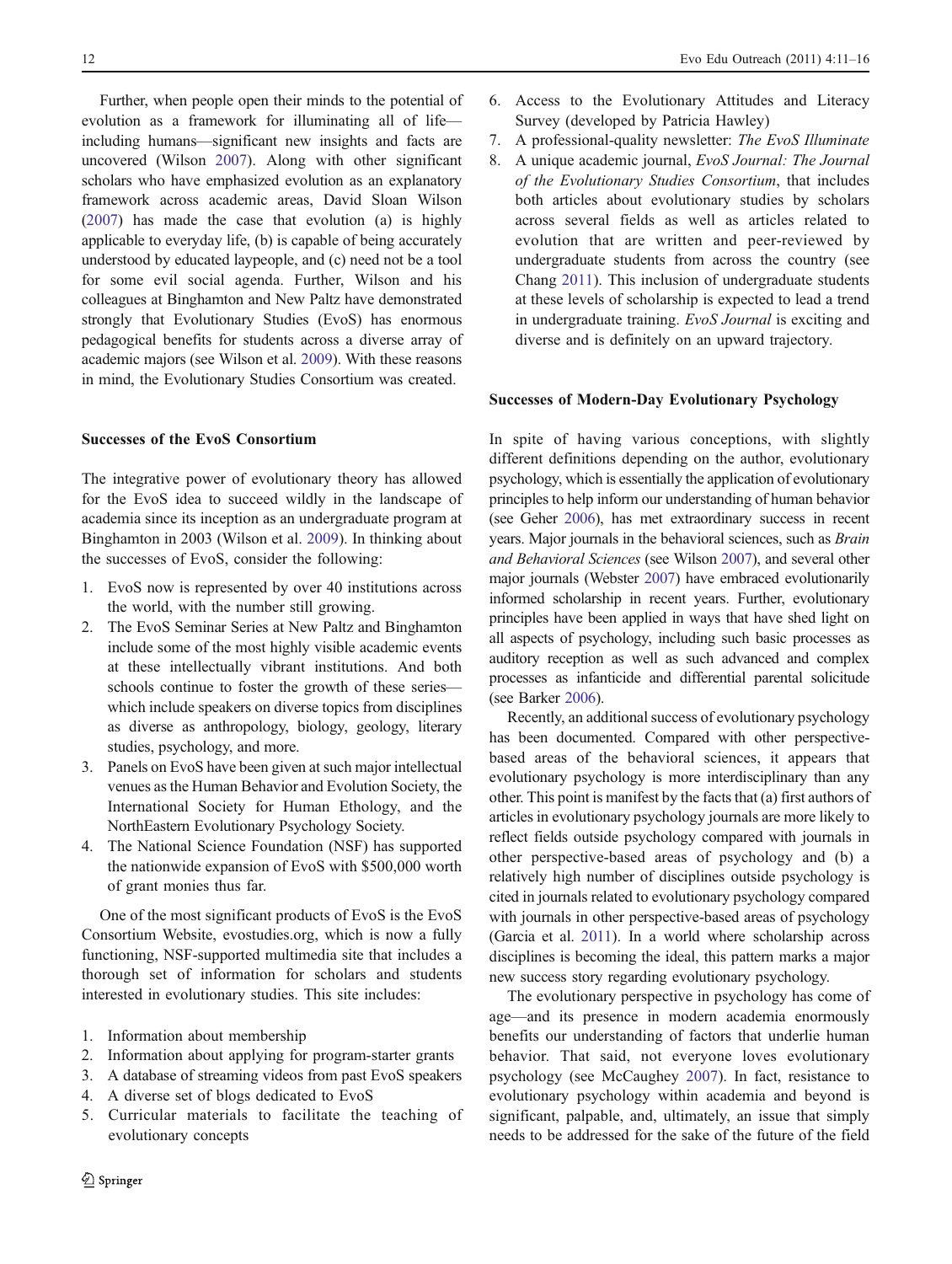Further, when people open their minds to the potential of evolution as a framework for illuminating all of life—including humans—significant new insights and facts are uncovered (Wilson 2007). Along with other significant scholars who have emphasized evolution as an explanatory framework across academic areas, David Sloan Wilson (2007) has made the case that evolution (a) is highly applicable to everyday life, (b) is capable of being accurately understood by educated laypeople, and (c) need not be a tool for some evil social agenda. Further, Wilson and his colleagues at Binghamton and New Paltz have demonstrated strongly that Evolutionary Studies (EvoS) has enormous pedagogical benefits for students across a diverse array of academic majors (see Wilson et al. 2009). With these reasons in mind, the Evolutionary Studies Consortium was created.

### Successes of the EvoS Consortium

The integrative power of evolutionary theory has allowed for the EvoS idea to succeed wildly in the landscape of academia since its inception as an undergraduate program at Binghamton in 2003 (Wilson et al. 2009). In thinking about the successes of EvoS, consider the following:

1. EvoS now is represented by over 40 institutions across the world, with the number still growing.
2. The EvoS Seminar Series at New Paltz and Binghamton include some of the most highly visible academic events at these intellectually vibrant institutions. And both schools continue to foster the growth of these series—which include speakers on diverse topics from disciplines as diverse as anthropology, biology, geology, literary studies, psychology, and more.
3. Panels on EvoS have been given at such major intellectual venues as the Human Behavior and Evolution Society, the International Society for Human Ethology, and the NorthEastern Evolutionary Psychology Society.
4. The National Science Foundation (NSF) has supported the nationwide expansion of EvoS with $500,000 worth of grant monies thus far.

One of the most significant products of EvoS is the EvoS Consortium Website, evostudies.org, which is now a fully functioning, NSF-supported multimedia site that includes a thorough set of information for scholars and students interested in evolutionary studies. This site includes:

1. Information about membership
2. Information about applying for program-starter grants
3. A database of streaming videos from past EvoS speakers
4. A diverse set of blogs dedicated to EvoS
5. Curricular materials to facilitate the teaching of evolutionary concepts
6. Access to the Evolutionary Attitudes and Literacy Survey (developed by Patricia Hawley)
7. A professional-quality newsletter: *The EvoS Illuminate*
8. A unique academic journal, *EvoS Journal: The Journal of the Evolutionary Studies Consortium*, that includes both articles about evolutionary studies by scholars across several fields as well as articles related to evolution that are written and peer-reviewed by undergraduate students from across the country (see Chang 2011). This inclusion of undergraduate students at these levels of scholarship is expected to lead a trend in undergraduate training. *EvoS Journal* is exciting and diverse and is definitely on an upward trajectory.

### Successes of Modern-Day Evolutionary Psychology

In spite of having various conceptions, with slightly different definitions depending on the author, evolutionary psychology, which is essentially the application of evolutionary principles to help inform our understanding of human behavior (see Geher 2006), has met extraordinary success in recent years. Major journals in the behavioral sciences, such as *Brain and Behavioral Sciences* (see Wilson 2007), and several other major journals (Webster 2007) have embraced evolutionarily informed scholarship in recent years. Further, evolutionary principles have been applied in ways that have shed light on all aspects of psychology, including such basic processes as auditory reception as well as such advanced and complex processes as infanticide and differential parental solicitude (see Barker 2006).

Recently, an additional success of evolutionary psychology has been documented. Compared with other perspective-based areas of the behavioral sciences, it appears that evolutionary psychology is more interdisciplinary than any other. This point is manifest by the facts that (a) first authors of articles in evolutionary psychology journals are more likely to reflect fields outside psychology compared with journals in other perspective-based areas of psychology and (b) a relatively high number of disciplines outside psychology is cited in journals related to evolutionary psychology compared with journals in other perspective-based areas of psychology (Garcia et al. 2011). In a world where scholarship across disciplines is becoming the ideal, this pattern marks a major new success story regarding evolutionary psychology.

The evolutionary perspective in psychology has come of age—and its presence in modern academia enormously benefits our understanding of factors that underlie human behavior. That said, not everyone loves evolutionary psychology (see McCaughey 2007). In fact, resistance to evolutionary psychology within academia and beyond is significant, palpable, and, ultimately, an issue that simply needs to be addressed for the sake of the future of the field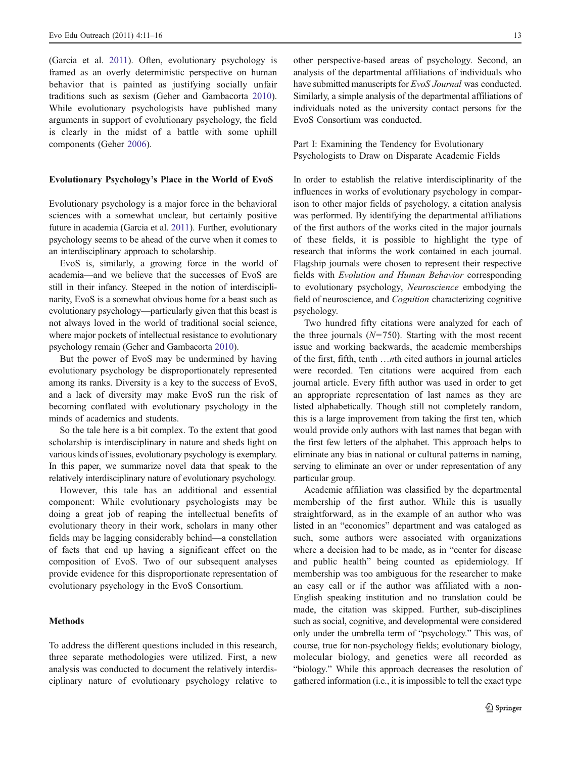(Garcia et al. 2011). Often, evolutionary psychology is framed as an overly deterministic perspective on human behavior that is painted as justifying socially unfair traditions such as sexism (Geher and Gambacorta 2010). While evolutionary psychologists have published many arguments in support of evolutionary psychology, the field is clearly in the midst of a battle with some uphill components (Geher 2006).

## Evolutionary Psychology's Place in the World of EvoS

Evolutionary psychology is a major force in the behavioral sciences with a somewhat unclear, but certainly positive future in academia (Garcia et al. 2011). Further, evolutionary psychology seems to be ahead of the curve when it comes to an interdisciplinary approach to scholarship.

EvoS is, similarly, a growing force in the world of academia—and we believe that the successes of EvoS are still in their infancy. Steeped in the notion of interdisciplinarity, EvoS is a somewhat obvious home for a beast such as evolutionary psychology—particularly given that this beast is not always loved in the world of traditional social science, where major pockets of intellectual resistance to evolutionary psychology remain (Geher and Gambacorta 2010).

But the power of EvoS may be undermined by having evolutionary psychology be disproportionately represented among its ranks. Diversity is a key to the success of EvoS, and a lack of diversity may make EvoS run the risk of becoming conflated with evolutionary psychology in the minds of academics and students.

So the tale here is a bit complex. To the extent that good scholarship is interdisciplinary in nature and sheds light on various kinds of issues, evolutionary psychology is exemplary. In this paper, we summarize novel data that speak to the relatively interdisciplinary nature of evolutionary psychology.

However, this tale has an additional and essential component: While evolutionary psychologists may be doing a great job of reaping the intellectual benefits of evolutionary theory in their work, scholars in many other fields may be lagging considerably behind—a constellation of facts that end up having a significant effect on the composition of EvoS. Two of our subsequent analyses provide evidence for this disproportionate representation of evolutionary psychology in the EvoS Consortium.

## Methods

To address the different questions included in this research, three separate methodologies were utilized. First, a new analysis was conducted to document the relatively interdisciplinary nature of evolutionary psychology relative to other perspective-based areas of psychology. Second, an analysis of the departmental affiliations of individuals who have submitted manuscripts for *EvoS Journal* was conducted. Similarly, a simple analysis of the departmental affiliations of individuals noted as the university contact persons for the EvoS Consortium was conducted.

### Part I: Examining the Tendency for Evolutionary Psychologists to Draw on Disparate Academic Fields

In order to establish the relative interdisciplinarity of the influences in works of evolutionary psychology in comparison to other major fields of psychology, a citation analysis was performed. By identifying the departmental affiliations of the first authors of the works cited in the major journals of these fields, it is possible to highlight the type of research that informs the work contained in each journal. Flagship journals were chosen to represent their respective fields with *Evolution and Human Behavior* corresponding to evolutionary psychology, *Neuroscience* embodying the field of neuroscience, and *Cognition* characterizing cognitive psychology.

Two hundred fifty citations were analyzed for each of the three journals ($N=750$). Starting with the most recent issue and working backwards, the academic memberships of the first, fifth, tenth …*n*th cited authors in journal articles were recorded. Ten citations were acquired from each journal article. Every fifth author was used in order to get an appropriate representation of last names as they are listed alphabetically. Though still not completely random, this is a large improvement from taking the first ten, which would provide only authors with last names that began with the first few letters of the alphabet. This approach helps to eliminate any bias in national or cultural patterns in naming, serving to eliminate an over or under representation of any particular group.

Academic affiliation was classified by the departmental membership of the first author. While this is usually straightforward, as in the example of an author who was listed in an "economics" department and was cataloged as such, some authors were associated with organizations where a decision had to be made, as in "center for disease and public health" being counted as epidemiology. If membership was too ambiguous for the researcher to make an easy call or if the author was affiliated with a non-English speaking institution and no translation could be made, the citation was skipped. Further, sub-disciplines such as social, cognitive, and developmental were considered only under the umbrella term of "psychology." This was, of course, true for non-psychology fields; evolutionary biology, molecular biology, and genetics were all recorded as "biology." While this approach decreases the resolution of gathered information (i.e., it is impossible to tell the exact type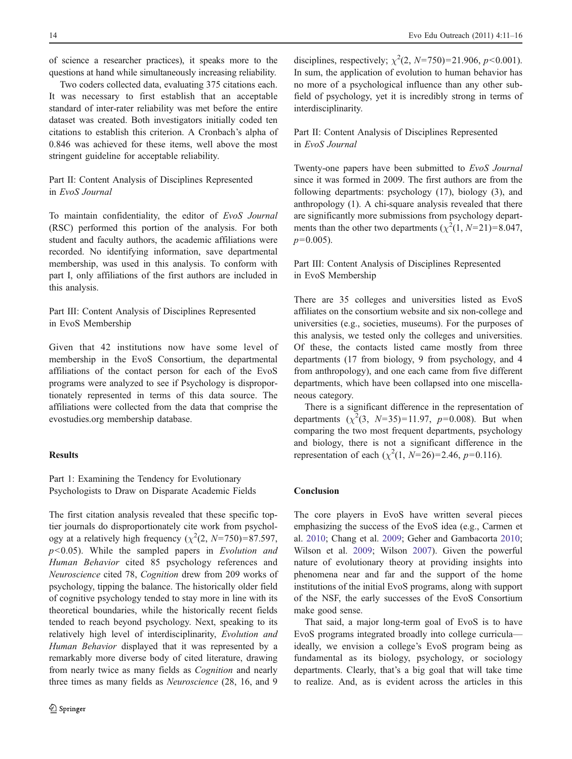of science a researcher practices), it speaks more to the questions at hand while simultaneously increasing reliability.

Two coders collected data, evaluating 375 citations each. It was necessary to first establish that an acceptable standard of inter-rater reliability was met before the entire dataset was created. Both investigators initially coded ten citations to establish this criterion. A Cronbach's alpha of 0.846 was achieved for these items, well above the most stringent guideline for acceptable reliability.

### Part II: Content Analysis of Disciplines Represented in *EvoS Journal*

To maintain confidentiality, the editor of *EvoS Journal* (RSC) performed this portion of the analysis. For both student and faculty authors, the academic affiliations were recorded. No identifying information, save departmental membership, was used in this analysis. To conform with part I, only affiliations of the first authors are included in this analysis.

### Part III: Content Analysis of Disciplines Represented in EvoS Membership

Given that 42 institutions now have some level of membership in the EvoS Consortium, the departmental affiliations of the contact person for each of the EvoS programs were analyzed to see if Psychology is disproportionately represented in terms of this data source. The affiliations were collected from the data that comprise the evostudies.org membership database.

## Results

### Part 1: Examining the Tendency for Evolutionary Psychologists to Draw on Disparate Academic Fields

The first citation analysis revealed that these specific top-tier journals do disproportionately cite work from psychology at a relatively high frequency ($\chi^2(2, N=750)=87.597$, $p<0.05$). While the sampled papers in *Evolution and Human Behavior* cited 85 psychology references and *Neuroscience* cited 78, *Cognition* drew from 209 works of psychology, tipping the balance. The historically older field of cognitive psychology tended to stay more in line with its theoretical boundaries, while the historically recent fields tended to reach beyond psychology. Next, speaking to its relatively high level of interdisciplinarity, *Evolution and Human Behavior* displayed that it was represented by a remarkably more diverse body of cited literature, drawing from nearly twice as many fields as *Cognition* and nearly three times as many fields as *Neuroscience* (28, 16, and 9 disciplines, respectively; $\chi^2(2, N=750)=21.906$, $p<0.001$). In sum, the application of evolution to human behavior has no more of a psychological influence than any other subfield of psychology, yet it is incredibly strong in terms of interdisciplinarity.

### Part II: Content Analysis of Disciplines Represented in *EvoS Journal*

Twenty-one papers have been submitted to *EvoS Journal* since it was formed in 2009. The first authors are from the following departments: psychology (17), biology (3), and anthropology (1). A chi-square analysis revealed that there are significantly more submissions from psychology departments than the other two departments ($\chi^2(1, N=21)=8.047$, $p=0.005$).

### Part III: Content Analysis of Disciplines Represented in EvoS Membership

There are 35 colleges and universities listed as EvoS affiliates on the consortium website and six non-college and universities (e.g., societies, museums). For the purposes of this analysis, we tested only the colleges and universities. Of these, the contacts listed came mostly from three departments (17 from biology, 9 from psychology, and 4 from anthropology), and one each came from five different departments, which have been collapsed into one miscellaneous category.

There is a significant difference in the representation of departments ($\chi^2(3, N=35)=11.97$, $p=0.008$). But when comparing the two most frequent departments, psychology and biology, there is not a significant difference in the representation of each ($\chi^2(1, N=26)=2.46$, $p=0.116$).

## Conclusion

The core players in EvoS have written several pieces emphasizing the success of the EvoS idea (e.g., Carmen et al. 2010; Chang et al. 2009; Geher and Gambacorta 2010; Wilson et al. 2009; Wilson 2007). Given the powerful nature of evolutionary theory at providing insights into phenomena near and far and the support of the home institutions of the initial EvoS programs, along with support of the NSF, the early successes of the EvoS Consortium make good sense.

That said, a major long-term goal of EvoS is to have EvoS programs integrated broadly into college curricula—ideally, we envision a college's EvoS program being as fundamental as its biology, psychology, or sociology departments. Clearly, that's a big goal that will take time to realize. And, as is evident across the articles in this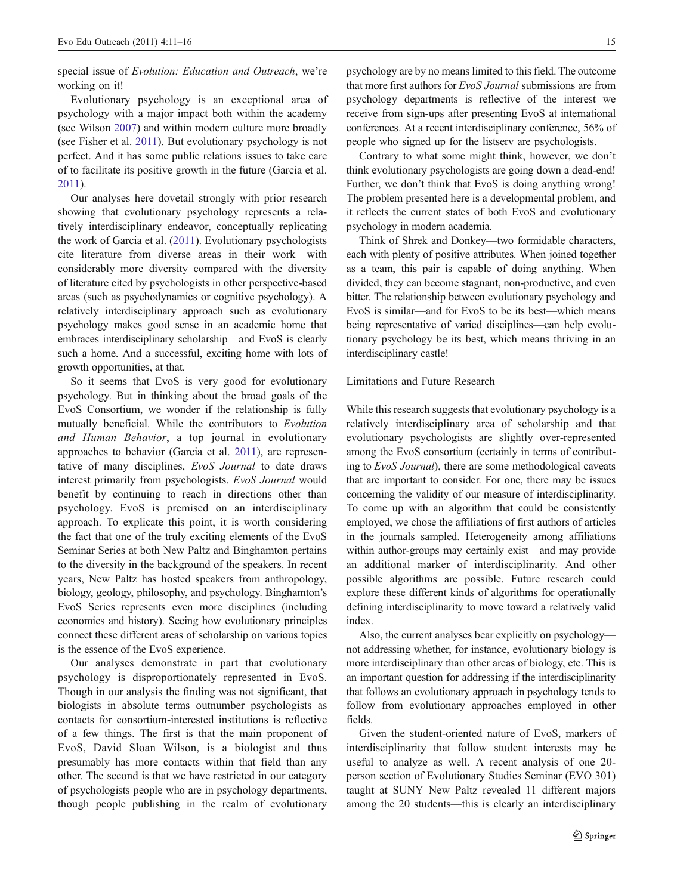special issue of *Evolution: Education and Outreach*, we're working on it!

Evolutionary psychology is an exceptional area of psychology with a major impact both within the academy (see Wilson 2007) and within modern culture more broadly (see Fisher et al. 2011). But evolutionary psychology is not perfect. And it has some public relations issues to take care of to facilitate its positive growth in the future (Garcia et al. 2011).

Our analyses here dovetail strongly with prior research showing that evolutionary psychology represents a relatively interdisciplinary endeavor, conceptually replicating the work of Garcia et al. (2011). Evolutionary psychologists cite literature from diverse areas in their work—with considerably more diversity compared with the diversity of literature cited by psychologists in other perspective-based areas (such as psychodynamics or cognitive psychology). A relatively interdisciplinary approach such as evolutionary psychology makes good sense in an academic home that embraces interdisciplinary scholarship—and EvoS is clearly such a home. And a successful, exciting home with lots of growth opportunities, at that.

So it seems that EvoS is very good for evolutionary psychology. But in thinking about the broad goals of the EvoS Consortium, we wonder if the relationship is fully mutually beneficial. While the contributors to *Evolution and Human Behavior*, a top journal in evolutionary approaches to behavior (Garcia et al. 2011), are representative of many disciplines, *EvoS Journal* to date draws interest primarily from psychologists. *EvoS Journal* would benefit by continuing to reach in directions other than psychology. EvoS is premised on an interdisciplinary approach. To explicate this point, it is worth considering the fact that one of the truly exciting elements of the EvoS Seminar Series at both New Paltz and Binghamton pertains to the diversity in the background of the speakers. In recent years, New Paltz has hosted speakers from anthropology, biology, geology, philosophy, and psychology. Binghamton's EvoS Series represents even more disciplines (including economics and history). Seeing how evolutionary principles connect these different areas of scholarship on various topics is the essence of the EvoS experience.

Our analyses demonstrate in part that evolutionary psychology is disproportionately represented in EvoS. Though in our analysis the finding was not significant, that biologists in absolute terms outnumber psychologists as contacts for consortium-interested institutions is reflective of a few things. The first is that the main proponent of EvoS, David Sloan Wilson, is a biologist and thus presumably has more contacts within that field than any other. The second is that we have restricted in our category of psychologists people who are in psychology departments, though people publishing in the realm of evolutionary psychology are by no means limited to this field. The outcome that more first authors for *EvoS Journal* submissions are from psychology departments is reflective of the interest we receive from sign-ups after presenting EvoS at international conferences. At a recent interdisciplinary conference, 56% of people who signed up for the listserv are psychologists.

Contrary to what some might think, however, we don't think evolutionary psychologists are going down a dead-end! Further, we don't think that EvoS is doing anything wrong! The problem presented here is a developmental problem, and it reflects the current states of both EvoS and evolutionary psychology in modern academia.

Think of Shrek and Donkey—two formidable characters, each with plenty of positive attributes. When joined together as a team, this pair is capable of doing anything. When divided, they can become stagnant, non-productive, and even bitter. The relationship between evolutionary psychology and EvoS is similar—and for EvoS to be its best—which means being representative of varied disciplines—can help evolutionary psychology be its best, which means thriving in an interdisciplinary castle!

## Limitations and Future Research

While this research suggests that evolutionary psychology is a relatively interdisciplinary area of scholarship and that evolutionary psychologists are slightly over-represented among the EvoS consortium (certainly in terms of contributing to *EvoS Journal*), there are some methodological caveats that are important to consider. For one, there may be issues concerning the validity of our measure of interdisciplinarity. To come up with an algorithm that could be consistently employed, we chose the affiliations of first authors of articles in the journals sampled. Heterogeneity among affiliations within author-groups may certainly exist—and may provide an additional marker of interdisciplinarity. And other possible algorithms are possible. Future research could explore these different kinds of algorithms for operationally defining interdisciplinarity to move toward a relatively valid index.

Also, the current analyses bear explicitly on psychology—not addressing whether, for instance, evolutionary biology is more interdisciplinary than other areas of biology, etc. This is an important question for addressing if the interdisciplinarity that follows an evolutionary approach in psychology tends to follow from evolutionary approaches employed in other fields.

Given the student-oriented nature of EvoS, markers of interdisciplinarity that follow student interests may be useful to analyze as well. A recent analysis of one 20-person section of Evolutionary Studies Seminar (EVO 301) taught at SUNY New Paltz revealed 11 different majors among the 20 students—this is clearly an interdisciplinary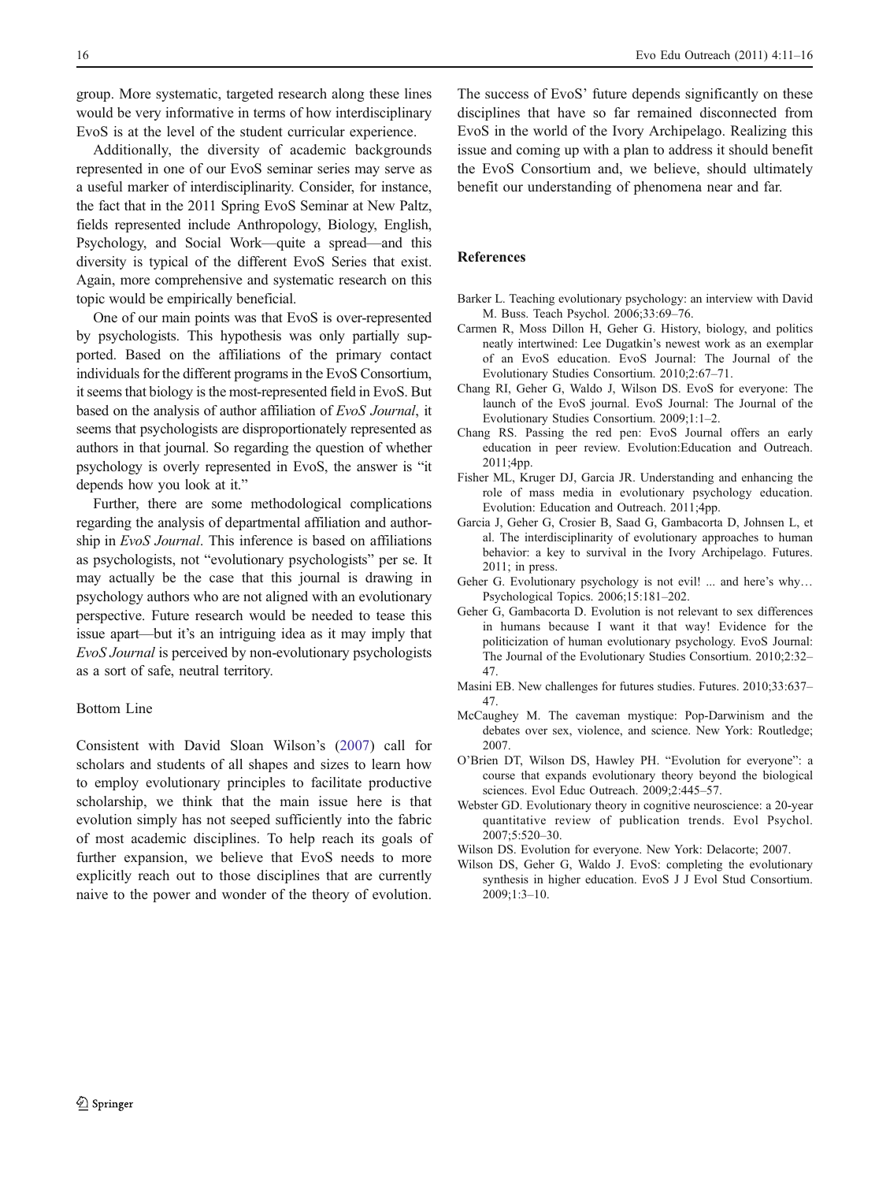group. More systematic, targeted research along these lines would be very informative in terms of how interdisciplinary EvoS is at the level of the student curricular experience.

Additionally, the diversity of academic backgrounds represented in one of our EvoS seminar series may serve as a useful marker of interdisciplinarity. Consider, for instance, the fact that in the 2011 Spring EvoS Seminar at New Paltz, fields represented include Anthropology, Biology, English, Psychology, and Social Work—quite a spread—and this diversity is typical of the different EvoS Series that exist. Again, more comprehensive and systematic research on this topic would be empirically beneficial.

One of our main points was that EvoS is over-represented by psychologists. This hypothesis was only partially supported. Based on the affiliations of the primary contact individuals for the different programs in the EvoS Consortium, it seems that biology is the most-represented field in EvoS. But based on the analysis of author affiliation of *EvoS Journal*, it seems that psychologists are disproportionately represented as authors in that journal. So regarding the question of whether psychology is overly represented in EvoS, the answer is "it depends how you look at it."

Further, there are some methodological complications regarding the analysis of departmental affiliation and authorship in *EvoS Journal*. This inference is based on affiliations as psychologists, not "evolutionary psychologists" per se. It may actually be the case that this journal is drawing in psychology authors who are not aligned with an evolutionary perspective. Future research would be needed to tease this issue apart—but it's an intriguing idea as it may imply that *EvoS Journal* is perceived by non-evolutionary psychologists as a sort of safe, neutral territory.

## Bottom Line

Consistent with David Sloan Wilson's (2007) call for scholars and students of all shapes and sizes to learn how to employ evolutionary principles to facilitate productive scholarship, we think that the main issue here is that evolution simply has not seeped sufficiently into the fabric of most academic disciplines. To help reach its goals of further expansion, we believe that EvoS needs to more explicitly reach out to those disciplines that are currently naive to the power and wonder of the theory of evolution. The success of EvoS' future depends significantly on these disciplines that have so far remained disconnected from EvoS in the world of the Ivory Archipelago. Realizing this issue and coming up with a plan to address it should benefit the EvoS Consortium and, we believe, should ultimately benefit our understanding of phenomena near and far.

## References

Barker L. Teaching evolutionary psychology: an interview with David M. Buss. Teach Psychol. 2006;33:69–76.

Carmen R, Moss Dillon H, Geher G. History, biology, and politics neatly intertwined: Lee Dugatkin's newest work as an exemplar of an EvoS education. EvoS Journal: The Journal of the Evolutionary Studies Consortium. 2010;2:67–71.

Chang RI, Geher G, Waldo J, Wilson DS. EvoS for everyone: The launch of the EvoS journal. EvoS Journal: The Journal of the Evolutionary Studies Consortium. 2009;1:1–2.

Chang RS. Passing the red pen: EvoS Journal offers an early education in peer review. Evolution:Education and Outreach. 2011;4pp.

Fisher ML, Kruger DJ, Garcia JR. Understanding and enhancing the role of mass media in evolutionary psychology education. Evolution: Education and Outreach. 2011;4pp.

Garcia J, Geher G, Crosier B, Saad G, Gambacorta D, Johnsen L, et al. The interdisciplinarity of evolutionary approaches to human behavior: a key to survival in the Ivory Archipelago. Futures. 2011; in press.

Geher G. Evolutionary psychology is not evil! ... and here's why… Psychological Topics. 2006;15:181–202.

Geher G, Gambacorta D. Evolution is not relevant to sex differences in humans because I want it that way! Evidence for the politicization of human evolutionary psychology. EvoS Journal: The Journal of the Evolutionary Studies Consortium. 2010;2:32–47.

Masini EB. New challenges for futures studies. Futures. 2010;33:637–47.

McCaughey M. The caveman mystique: Pop-Darwinism and the debates over sex, violence, and science. New York: Routledge; 2007.

O'Brien DT, Wilson DS, Hawley PH. "Evolution for everyone": a course that expands evolutionary theory beyond the biological sciences. Evol Educ Outreach. 2009;2:445–57.

Webster GD. Evolutionary theory in cognitive neuroscience: a 20-year quantitative review of publication trends. Evol Psychol. 2007;5:520–30.

Wilson DS. Evolution for everyone. New York: Delacorte; 2007.

Wilson DS, Geher G, Waldo J. EvoS: completing the evolutionary synthesis in higher education. EvoS J J Evol Stud Consortium. 2009;1:3–10.